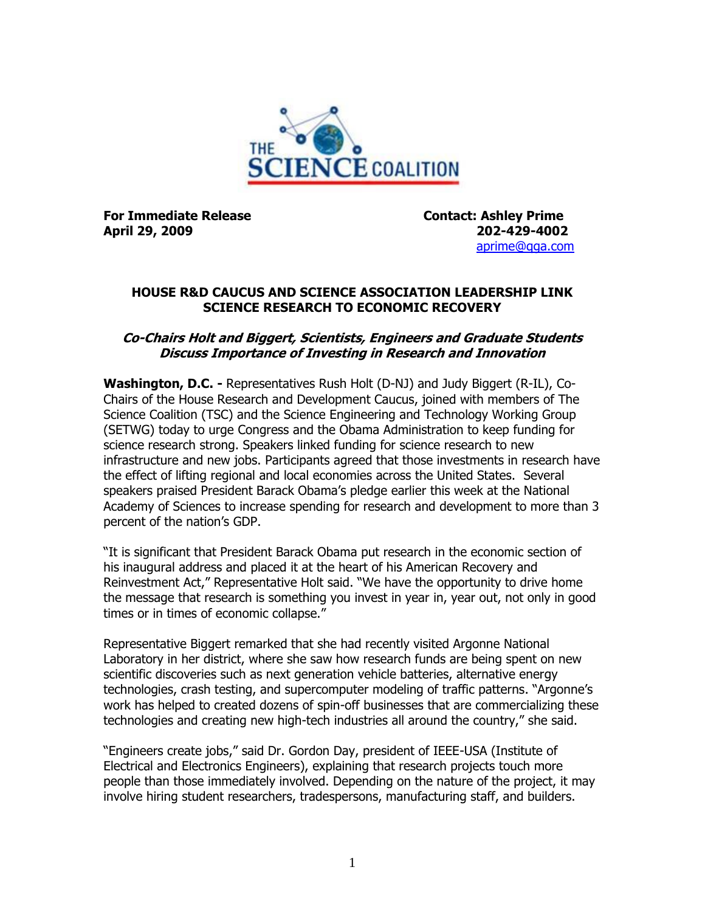**For Immediate Release**
**April 29, 2009**

**Contact: Ashley Prime**
**202-429-4002**
aprime@qga.com

**HOUSE R&D CAUCUS AND SCIENCE ASSOCIATION LEADERSHIP LINK SCIENCE RESEARCH TO ECONOMIC RECOVERY**

***Co-Chairs Holt and Biggert, Scientists, Engineers and Graduate Students Discuss Importance of Investing in Research and Innovation***

**Washington, D.C. -** Representatives Rush Holt (D-NJ) and Judy Biggert (R-IL), Co-Chairs of the House Research and Development Caucus, joined with members of The Science Coalition (TSC) and the Science Engineering and Technology Working Group (SETWG) today to urge Congress and the Obama Administration to keep funding for science research strong. Speakers linked funding for science research to new infrastructure and new jobs. Participants agreed that those investments in research have the effect of lifting regional and local economies across the United States. Several speakers praised President Barack Obama's pledge earlier this week at the National Academy of Sciences to increase spending for research and development to more than 3 percent of the nation's GDP.

"It is significant that President Barack Obama put research in the economic section of his inaugural address and placed it at the heart of his American Recovery and Reinvestment Act," Representative Holt said. "We have the opportunity to drive home the message that research is something you invest in year in, year out, not only in good times or in times of economic collapse."

Representative Biggert remarked that she had recently visited Argonne National Laboratory in her district, where she saw how research funds are being spent on new scientific discoveries such as next generation vehicle batteries, alternative energy technologies, crash testing, and supercomputer modeling of traffic patterns. "Argonne's work has helped to created dozens of spin-off businesses that are commercializing these technologies and creating new high-tech industries all around the country," she said.

"Engineers create jobs," said Dr. Gordon Day, president of IEEE-USA (Institute of Electrical and Electronics Engineers), explaining that research projects touch more people than those immediately involved. Depending on the nature of the project, it may involve hiring student researchers, tradespersons, manufacturing staff, and builders.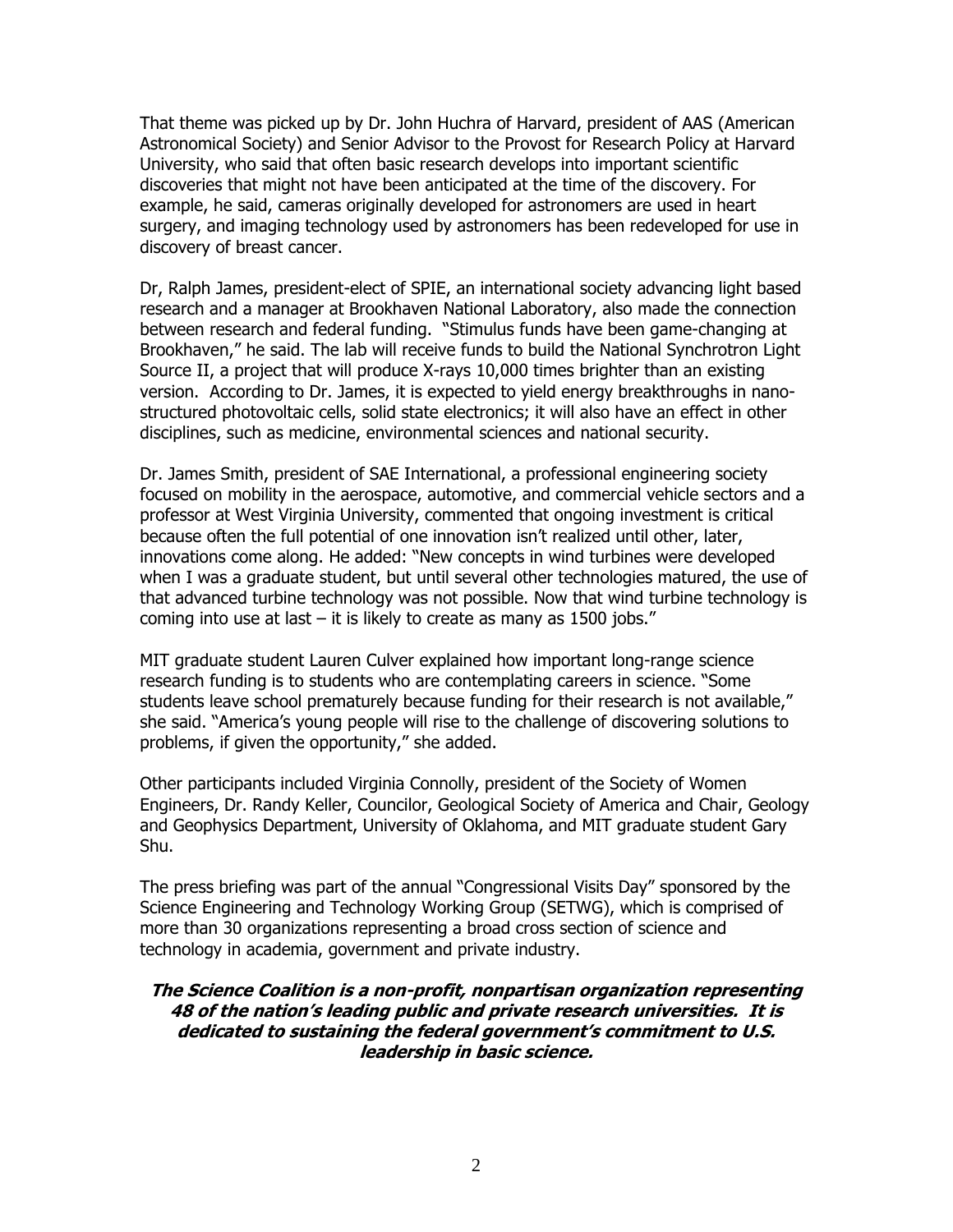That theme was picked up by Dr. John Huchra of Harvard, president of AAS (American Astronomical Society) and Senior Advisor to the Provost for Research Policy at Harvard University, who said that often basic research develops into important scientific discoveries that might not have been anticipated at the time of the discovery. For example, he said, cameras originally developed for astronomers are used in heart surgery, and imaging technology used by astronomers has been redeveloped for use in discovery of breast cancer.

Dr, Ralph James, president-elect of SPIE, an international society advancing light based research and a manager at Brookhaven National Laboratory, also made the connection between research and federal funding. "Stimulus funds have been game-changing at Brookhaven," he said. The lab will receive funds to build the National Synchrotron Light Source II, a project that will produce X-rays 10,000 times brighter than an existing version. According to Dr. James, it is expected to yield energy breakthroughs in nano-structured photovoltaic cells, solid state electronics; it will also have an effect in other disciplines, such as medicine, environmental sciences and national security.

Dr. James Smith, president of SAE International, a professional engineering society focused on mobility in the aerospace, automotive, and commercial vehicle sectors and a professor at West Virginia University, commented that ongoing investment is critical because often the full potential of one innovation isn't realized until other, later, innovations come along. He added: "New concepts in wind turbines were developed when I was a graduate student, but until several other technologies matured, the use of that advanced turbine technology was not possible. Now that wind turbine technology is coming into use at last – it is likely to create as many as 1500 jobs."

MIT graduate student Lauren Culver explained how important long-range science research funding is to students who are contemplating careers in science. "Some students leave school prematurely because funding for their research is not available," she said. "America's young people will rise to the challenge of discovering solutions to problems, if given the opportunity," she added.

Other participants included Virginia Connolly, president of the Society of Women Engineers, Dr. Randy Keller, Councilor, Geological Society of America and Chair, Geology and Geophysics Department, University of Oklahoma, and MIT graduate student Gary Shu.

The press briefing was part of the annual "Congressional Visits Day" sponsored by the Science Engineering and Technology Working Group (SETWG), which is comprised of more than 30 organizations representing a broad cross section of science and technology in academia, government and private industry.

***The Science Coalition is a non-profit, nonpartisan organization representing 48 of the nation's leading public and private research universities. It is dedicated to sustaining the federal government's commitment to U.S. leadership in basic science.***